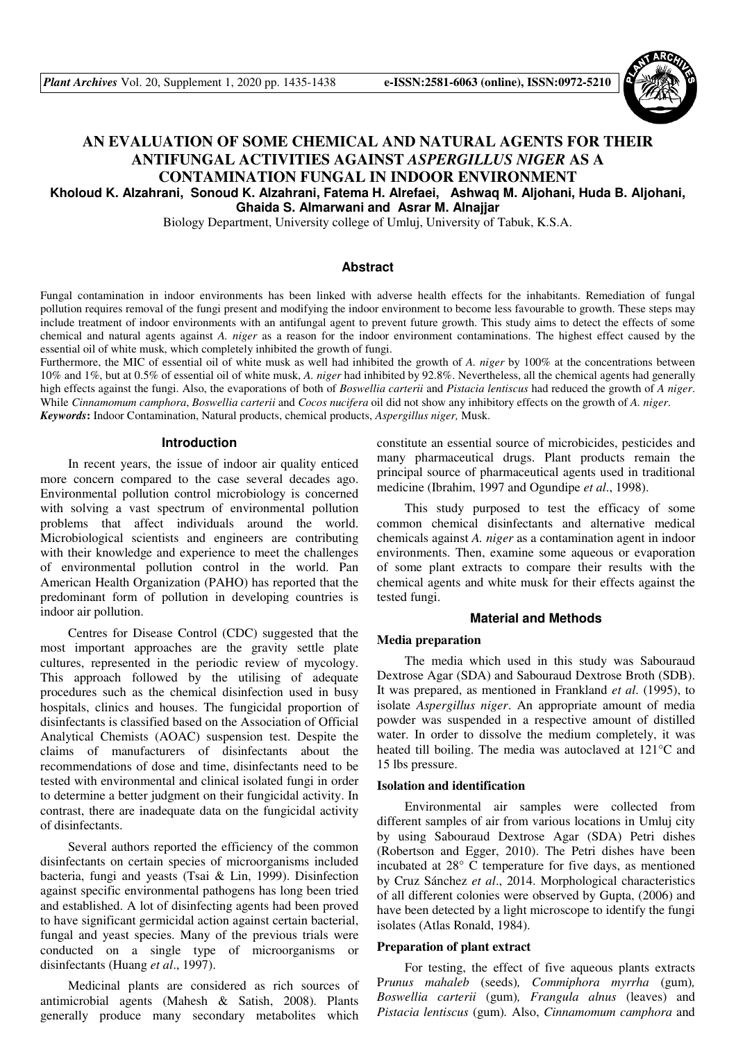# AN EVALUATION OF SOME CHEMICAL AND NATURAL AGENTS FOR THEIR ANTIFUNGAL ACTIVITIES AGAINST *ASPERGILLUS NIGER* AS A CONTAMINATION FUNGAL IN INDOOR ENVIRONMENT

**Kholoud K. Alzahrani, Sonoud K. Alzahrani, Fatema H. Alrefaei, Ashwaq M. Aljohani, Huda B. Aljohani, Ghaida S. Almarwani and Asrar M. Alnajjar**

Biology Department, University college of Umluj, University of Tabuk, K.S.A.

## Abstract

Fungal contamination in indoor environments has been linked with adverse health effects for the inhabitants. Remediation of fungal pollution requires removal of the fungi present and modifying the indoor environment to become less favourable to growth. These steps may include treatment of indoor environments with an antifungal agent to prevent future growth. This study aims to detect the effects of some chemical and natural agents against *A. niger* as a reason for the indoor environment contaminations. The highest effect caused by the essential oil of white musk, which completely inhibited the growth of fungi.

Furthermore, the MIC of essential oil of white musk as well had inhibited the growth of *A. niger* by 100% at the concentrations between 10% and 1%, but at 0.5% of essential oil of white musk, *A. niger* had inhibited by 92.8%. Nevertheless, all the chemical agents had generally high effects against the fungi. Also, the evaporations of both of *Boswellia carterii* and *Pistacia lentiscus* had reduced the growth of *A niger*. While *Cinnamomum camphora*, *Boswellia carterii* and *Cocos nucifera* oil did not show any inhibitory effects on the growth of *A. niger*.

***Keywords*:** Indoor Contamination, Natural products, chemical products, *Aspergillus niger,* Musk.

## Introduction

In recent years, the issue of indoor air quality enticed more concern compared to the case several decades ago. Environmental pollution control microbiology is concerned with solving a vast spectrum of environmental pollution problems that affect individuals around the world. Microbiological scientists and engineers are contributing with their knowledge and experience to meet the challenges of environmental pollution control in the world. Pan American Health Organization (PAHO) has reported that the predominant form of pollution in developing countries is indoor air pollution.

Centres for Disease Control (CDC) suggested that the most important approaches are the gravity settle plate cultures, represented in the periodic review of mycology. This approach followed by the utilising of adequate procedures such as the chemical disinfection used in busy hospitals, clinics and houses. The fungicidal proportion of disinfectants is classified based on the Association of Official Analytical Chemists (AOAC) suspension test. Despite the claims of manufacturers of disinfectants about the recommendations of dose and time, disinfectants need to be tested with environmental and clinical isolated fungi in order to determine a better judgment on their fungicidal activity. In contrast, there are inadequate data on the fungicidal activity of disinfectants.

Several authors reported the efficiency of the common disinfectants on certain species of microorganisms included bacteria, fungi and yeasts (Tsai & Lin, 1999). Disinfection against specific environmental pathogens has long been tried and established. A lot of disinfecting agents had been proved to have significant germicidal action against certain bacterial, fungal and yeast species. Many of the previous trials were conducted on a single type of microorganisms or disinfectants (Huang *et al*., 1997).

Medicinal plants are considered as rich sources of antimicrobial agents (Mahesh & Satish, 2008). Plants generally produce many secondary metabolites which constitute an essential source of microbicides, pesticides and many pharmaceutical drugs. Plant products remain the principal source of pharmaceutical agents used in traditional medicine (Ibrahim, 1997 and Ogundipe *et al*., 1998).

This study purposed to test the efficacy of some common chemical disinfectants and alternative medical chemicals against *A. niger* as a contamination agent in indoor environments. Then, examine some aqueous or evaporation of some plant extracts to compare their results with the chemical agents and white musk for their effects against the tested fungi.

## Material and Methods

### Media preparation

The media which used in this study was Sabouraud Dextrose Agar (SDA) and Sabouraud Dextrose Broth (SDB). It was prepared, as mentioned in Frankland *et al*. (1995), to isolate *Aspergillus niger*. An appropriate amount of media powder was suspended in a respective amount of distilled water. In order to dissolve the medium completely, it was heated till boiling. The media was autoclaved at 121°C and 15 lbs pressure.

### Isolation and identification

Environmental air samples were collected from different samples of air from various locations in Umluj city by using Sabouraud Dextrose Agar (SDA) Petri dishes (Robertson and Egger, 2010). The Petri dishes have been incubated at 28° C temperature for five days, as mentioned by Cruz Sánchez *et al*., 2014. Morphological characteristics of all different colonies were observed by Gupta, (2006) and have been detected by a light microscope to identify the fungi isolates (Atlas Ronald, 1984).

### Preparation of plant extract

For testing, the effect of five aqueous plants extracts P*runus mahaleb* (seeds)*, Commiphora myrrha* (gum)*, Boswellia carterii* (gum)*, Frangula alnus* (leaves) and *Pistacia lentiscus* (gum)*.* Also, *Cinnamomum camphora* and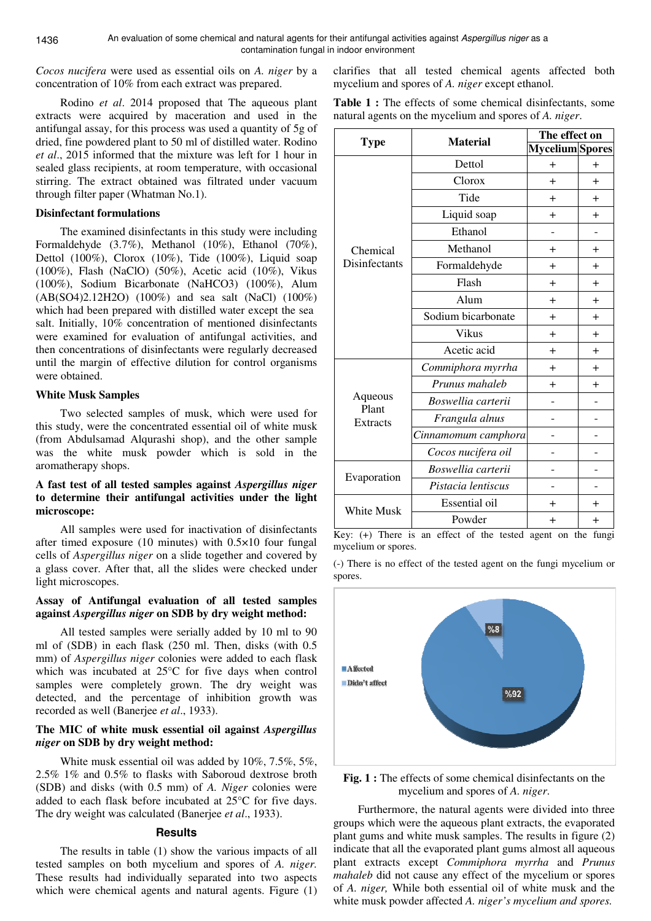*Cocos nucifera* were used as essential oils on *A. niger* by a concentration of 10% from each extract was prepared.

Rodino *et al*. 2014 proposed that The aqueous plant extracts were acquired by maceration and used in the antifungal assay, for this process was used a quantity of 5g of dried, fine powdered plant to 50 ml of distilled water. Rodino *et al*., 2015 informed that the mixture was left for 1 hour in sealed glass recipients, at room temperature, with occasional stirring. The extract obtained was filtrated under vacuum through filter paper (Whatman No.1).

**Disinfectant formulations**

The examined disinfectants in this study were including Formaldehyde (3.7%), Methanol (10%), Ethanol (70%), Dettol (100%), Clorox (10%), Tide (100%), Liquid soap (100%), Flash (NaClO) (50%), Acetic acid (10%), Vikus (100%), Sodium Bicarbonate (NaHCO3) (100%), Alum (AB(SO4)2.12H2O) (100%) and sea salt (NaCl) (100%) which had been prepared with distilled water except the sea salt. Initially, 10% concentration of mentioned disinfectants were examined for evaluation of antifungal activities, and then concentrations of disinfectants were regularly decreased until the margin of effective dilution for control organisms were obtained.

**White Musk Samples**

Two selected samples of musk, which were used for this study, were the concentrated essential oil of white musk (from Abdulsamad Alqurashi shop), and the other sample was the white musk powder which is sold in the aromatherapy shops.

**A fast test of all tested samples against *Aspergillus niger* to determine their antifungal activities under the light microscope:**

All samples were used for inactivation of disinfectants after timed exposure (10 minutes) with 0.5×10 four fungal cells of *Aspergillus niger* on a slide together and covered by a glass cover. After that, all the slides were checked under light microscopes.

**Assay of Antifungal evaluation of all tested samples against *Aspergillus niger* on SDB by dry weight method:**

All tested samples were serially added by 10 ml to 90 ml of (SDB) in each flask (250 ml. Then, disks (with 0.5 mm) of *Aspergillus niger* colonies were added to each flask which was incubated at 25°C for five days when control samples were completely grown. The dry weight was detected, and the percentage of inhibition growth was recorded as well (Banerjee *et al*., 1933).

**The MIC of white musk essential oil against *Aspergillus niger* on SDB by dry weight method:**

White musk essential oil was added by 10%, 7.5%, 5%, 2.5% 1% and 0.5% to flasks with Saboroud dextrose broth (SDB) and disks (with 0.5 mm) of *A. Niger* colonies were added to each flask before incubated at 25°C for five days. The dry weight was calculated (Banerjee *et al*., 1933).

## Results

The results in table (1) show the various impacts of all tested samples on both mycelium and spores of *A. niger*. These results had individually separated into two aspects which were chemical agents and natural agents. Figure (1) clarifies that all tested chemical agents affected both mycelium and spores of *A. niger* except ethanol.

**Table 1 :** The effects of some chemical disinfectants, some natural agents on the mycelium and spores of *A. niger*.

| Type | Material | The effect on | |
|---|---|---|---|
| | | Mycelium | Spores |
| Chemical Disinfectants | Dettol | + | + |
| | Clorox | + | + |
| | Tide | + | + |
| | Liquid soap | + | + |
| | Ethanol | - | - |
| | Methanol | + | + |
| | Formaldehyde | + | + |
| | Flash | + | + |
| | Alum | + | + |
| | Sodium bicarbonate | + | + |
| | Vikus | + | + |
| | Acetic acid | + | + |
| Aqueous Plant Extracts | *Commiphora myrrha* | + | + |
| | *Prunus mahaleb* | + | + |
| | *Boswellia carterii* | - | - |
| | *Frangula alnus* | - | - |
| | *Cinnamomum camphora* | - | - |
| | *Cocos nucifera oil* | - | - |
| Evaporation | *Boswellia carterii* | - | - |
| | *Pistacia lentiscus* | - | - |
| White Musk | Essential oil | + | + |
| | Powder | + | + |

Key: (+) There is an effect of the tested agent on the fungi mycelium or spores.

(-) There is no effect of the tested agent on the fungi mycelium or spores.

**Fig. 1 :** The effects of some chemical disinfectants on the mycelium and spores of *A. niger*.

Furthermore, the natural agents were divided into three groups which were the aqueous plant extracts, the evaporated plant gums and white musk samples. The results in figure (2) indicate that all the evaporated plant gums almost all aqueous plant extracts except *Commiphora myrrha* and *Prunus mahaleb* did not cause any effect of the mycelium or spores of *A. niger,* While both essential oil of white musk and the white musk powder affected *A. niger's mycelium and spores.*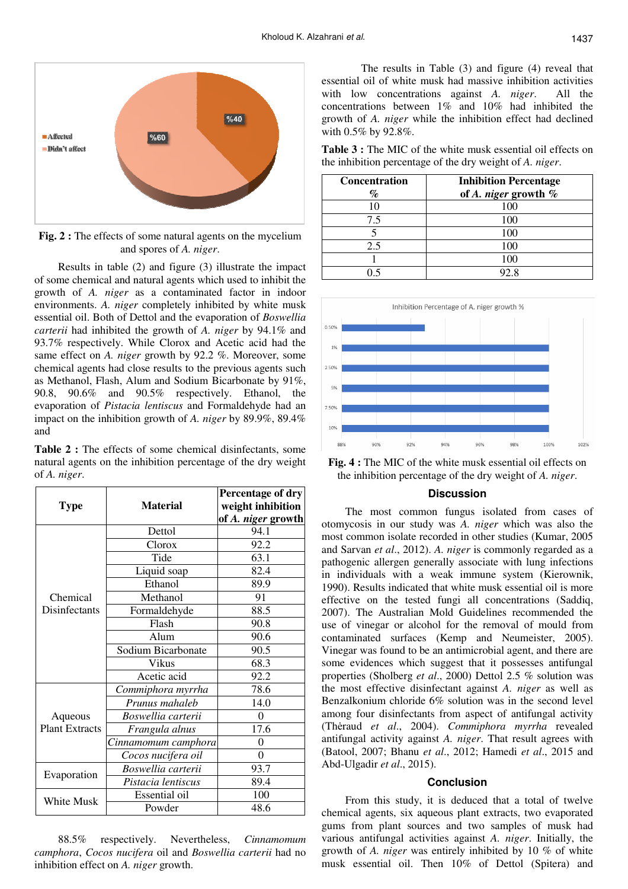Fig. 2 : The effects of some natural agents on the mycelium and spores of *A. niger*.

Results in table (2) and figure (3) illustrate the impact of some chemical and natural agents which used to inhibit the growth of *A. niger* as a contaminated factor in indoor environments. *A. niger* completely inhibited by white musk essential oil. Both of Dettol and the evaporation of *Boswellia carterii* had inhibited the growth of *A. niger* by 94.1% and 93.7% respectively. While Clorox and Acetic acid had the same effect on *A. niger* growth by 92.2 %. Moreover, some chemical agents had close results to the previous agents such as Methanol, Flash, Alum and Sodium Bicarbonate by 91%, 90.8, 90.6% and 90.5% respectively. Ethanol, the evaporation of *Pistacia lentiscus* and Formaldehyde had an impact on the inhibition growth of *A. niger* by 89.9%, 89.4% and 88.5% respectively. Nevertheless, *Cinnamomum camphora*, *Cocos nucifera* oil and *Boswellia carterii* had no inhibition effect on *A. niger* growth.

**Table 2 :** The effects of some chemical disinfectants, some natural agents on the inhibition percentage of the dry weight of *A. niger*.

| Type | Material | Percentage of dry weight inhibition of *A. niger* growth |
|---|---|---|
| Chemical Disinfectants | Dettol | 94.1 |
| | Clorox | 92.2 |
| | Tide | 63.1 |
| | Liquid soap | 82.4 |
| | Ethanol | 89.9 |
| | Methanol | 91 |
| | Formaldehyde | 88.5 |
| | Flash | 90.8 |
| | Alum | 90.6 |
| | Sodium Bicarbonate | 90.5 |
| | Vikus | 68.3 |
| | Acetic acid | 92.2 |
| Aqueous Plant Extracts | *Commiphora myrrha* | 78.6 |
| | *Prunus mahaleb* | 14.0 |
| | *Boswellia carterii* | 0 |
| | *Frangula alnus* | 17.6 |
| | *Cinnamomum camphora* | 0 |
| | *Cocos nucifera oil* | 0 |
| Evaporation | *Boswellia carterii* | 93.7 |
| | *Pistacia lentiscus* | 89.4 |
| White Musk | Essential oil | 100 |
| | Powder | 48.6 |

The results in Table (3) and figure (4) reveal that essential oil of white musk had massive inhibition activities with low concentrations against *A. niger*. All the concentrations between 1% and 10% had inhibited the growth of *A. niger* while the inhibition effect had declined with 0.5% by 92.8%.

**Table 3 :** The MIC of the white musk essential oil effects on the inhibition percentage of the dry weight of *A. niger*.

| Concentration % | Inhibition Percentage of *A. niger* growth % |
|---|---|
| 10 | 100 |
| 7.5 | 100 |
| 5 | 100 |
| 2.5 | 100 |
| 1 | 100 |
| 0.5 | 92.8 |

**Fig. 4 :** The MIC of the white musk essential oil effects on the inhibition percentage of the dry weight of *A. niger*.

## Discussion

The most common fungus isolated from cases of otomycosis in our study was *A. niger* which was also the most common isolate recorded in other studies (Kumar, 2005 and Sarvan *et al*., 2012). *A. niger* is commonly regarded as a pathogenic allergen generally associate with lung infections in individuals with a weak immune system (Kierownik, 1990). Results indicated that white musk essential oil is more effective on the tested fungi all concentrations (Saddiq, 2007). The Australian Mold Guidelines recommended the use of vinegar or alcohol for the removal of mould from contaminated surfaces (Kemp and Neumeister, 2005). Vinegar was found to be an antimicrobial agent, and there are some evidences which suggest that it possesses antifungal properties (Sholberg *et al*., 2000) Dettol 2.5 % solution was the most effective disinfectant against *A. niger* as well as Benzalkonium chloride 6% solution was in the second level among four disinfectants from aspect of antifungal activity (Thèraud *et al*., 2004). *Commiphora myrrha* revealed antifungal activity against *A. niger*. That result agrees with (Batool, 2007; Bhanu *et al*., 2012; Hamedi *et al*., 2015 and Abd-Ulgadir *et al*., 2015).

## Conclusion

From this study, it is deduced that a total of twelve chemical agents, six aqueous plant extracts, two evaporated gums from plant sources and two samples of musk had various antifungal activities against *A. niger*. Initially, the growth of *A. niger* was entirely inhibited by 10 % of white musk essential oil. Then 10% of Dettol (Spitera) and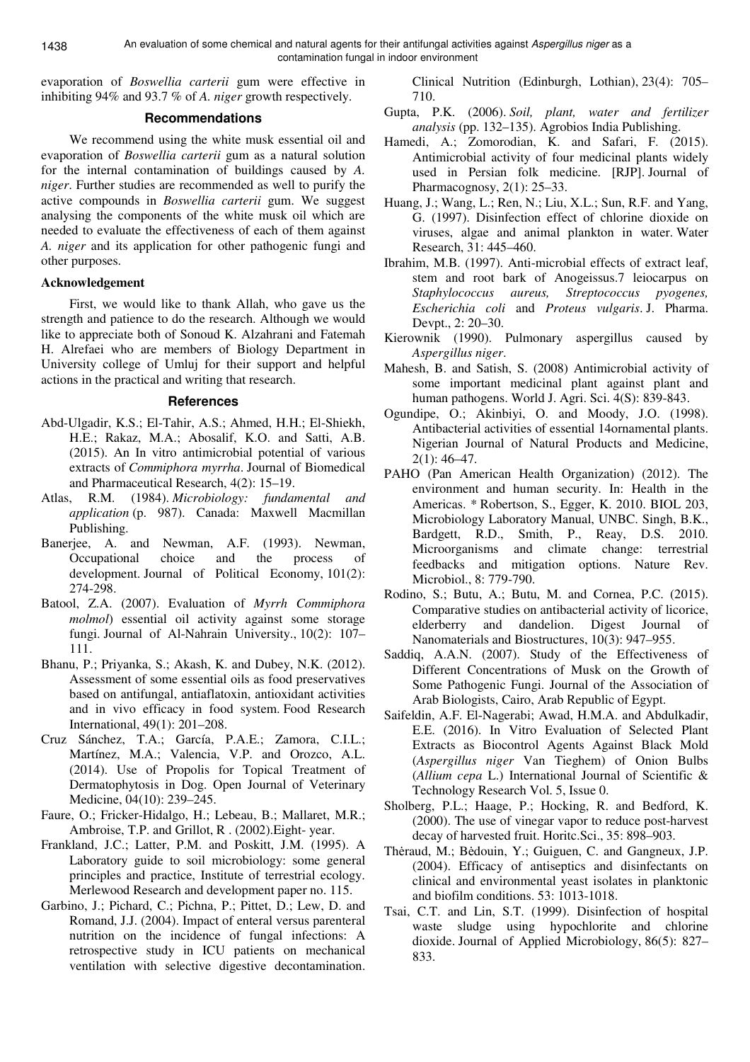evaporation of *Boswellia carterii* gum were effective in inhibiting 94% and 93.7 % of *A. niger* growth respectively.

## Recommendations

We recommend using the white musk essential oil and evaporation of *Boswellia carterii* gum as a natural solution for the internal contamination of buildings caused by *A. niger*. Further studies are recommended as well to purify the active compounds in *Boswellia carterii* gum. We suggest analysing the components of the white musk oil which are needed to evaluate the effectiveness of each of them against *A. niger* and its application for other pathogenic fungi and other purposes.

### Acknowledgement

First, we would like to thank Allah, who gave us the strength and patience to do the research. Although we would like to appreciate both of Sonoud K. Alzahrani and Fatemah H. Alrefaei who are members of Biology Department in University college of Umluj for their support and helpful actions in the practical and writing that research.

## References

Abd-Ulgadir, K.S.; El-Tahir, A.S.; Ahmed, H.H.; El-Shiekh, H.E.; Rakaz, M.A.; Abosalif, K.O. and Satti, A.B. (2015). An In vitro antimicrobial potential of various extracts of *Commiphora myrrha*. Journal of Biomedical and Pharmaceutical Research, 4(2): 15–19.

Atlas, R.M. (1984). *Microbiology: fundamental and application* (p. 987). Canada: Maxwell Macmillan Publishing.

Banerjee, A. and Newman, A.F. (1993). Newman, Occupational choice and the process of development. Journal of Political Economy, 101(2): 274-298.

Batool, Z.A. (2007). Evaluation of *Myrrh Commiphora molmol*) essential oil activity against some storage fungi. Journal of Al-Nahrain University., 10(2): 107–111.

Bhanu, P.; Priyanka, S.; Akash, K. and Dubey, N.K. (2012). Assessment of some essential oils as food preservatives based on antifungal, antiaflatoxin, antioxidant activities and in vivo efficacy in food system. Food Research International, 49(1): 201–208.

Cruz Sánchez, T.A.; García, P.A.E.; Zamora, C.I.L.; Martínez, M.A.; Valencia, V.P. and Orozco, A.L. (2014). Use of Propolis for Topical Treatment of Dermatophytosis in Dog. Open Journal of Veterinary Medicine, 04(10): 239–245.

Faure, O.; Fricker-Hidalgo, H.; Lebeau, B.; Mallaret, M.R.; Ambroise, T.P. and Grillot, R . (2002).Eight- year.

Frankland, J.C.; Latter, P.M. and Poskitt, J.M. (1995). A Laboratory guide to soil microbiology: some general principles and practice, Institute of terrestrial ecology. Merlewood Research and development paper no. 115.

Garbino, J.; Pichard, C.; Pichna, P.; Pittet, D.; Lew, D. and Romand, J.J. (2004). Impact of enteral versus parenteral nutrition on the incidence of fungal infections: A retrospective study in ICU patients on mechanical ventilation with selective digestive decontamination. Clinical Nutrition (Edinburgh, Lothian), 23(4): 705–710.

Gupta, P.K. (2006). *Soil, plant, water and fertilizer analysis* (pp. 132–135). Agrobios India Publishing.

Hamedi, A.; Zomorodian, K. and Safari, F. (2015). Antimicrobial activity of four medicinal plants widely used in Persian folk medicine. [RJP]. Journal of Pharmacognosy, 2(1): 25–33.

Huang, J.; Wang, L.; Ren, N.; Liu, X.L.; Sun, R.F. and Yang, G. (1997). Disinfection effect of chlorine dioxide on viruses, algae and animal plankton in water. Water Research, 31: 445–460.

Ibrahim, M.B. (1997). Anti-microbial effects of extract leaf, stem and root bark of Anogeissus.7 leiocarpus on *Staphylococcus aureus, Streptococcus pyogenes, Escherichia coli* and *Proteus vulgaris*. J. Pharma. Devpt., 2: 20–30.

Kierownik (1990). Pulmonary aspergillus caused by *Aspergillus niger*.

Mahesh, B. and Satish, S. (2008) Antimicrobial activity of some important medicinal plant against plant and human pathogens. World J. Agri. Sci. 4(S): 839-843.

Ogundipe, O.; Akinbiyi, O. and Moody, J.O. (1998). Antibacterial activities of essential 14ornamental plants. Nigerian Journal of Natural Products and Medicine, 2(1): 46–47.

PAHO (Pan American Health Organization) (2012). The environment and human security. In: Health in the Americas. * Robertson, S., Egger, K. 2010. BIOL 203, Microbiology Laboratory Manual, UNBC. Singh, B.K., Bardgett, R.D., Smith, P., Reay, D.S. 2010. Microorganisms and climate change: terrestrial feedbacks and mitigation options. Nature Rev. Microbiol., 8: 779-790.

Rodino, S.; Butu, A.; Butu, M. and Cornea, P.C. (2015). Comparative studies on antibacterial activity of licorice, elderberry and dandelion. Digest Journal of Nanomaterials and Biostructures, 10(3): 947–955.

Saddiq, A.A.N. (2007). Study of the Effectiveness of Different Concentrations of Musk on the Growth of Some Pathogenic Fungi. Journal of the Association of Arab Biologists, Cairo, Arab Republic of Egypt.

Saifeldin, A.F. El-Nagerabi; Awad, H.M.A. and Abdulkadir, E.E. (2016). In Vitro Evaluation of Selected Plant Extracts as Biocontrol Agents Against Black Mold (*Aspergillus niger* Van Tieghem) of Onion Bulbs (*Allium cepa* L.) International Journal of Scientific & Technology Research Vol. 5, Issue 0.

Sholberg, P.L.; Haage, P.; Hocking, R. and Bedford, K. (2000). The use of vinegar vapor to reduce post-harvest decay of harvested fruit. Horitc.Sci., 35: 898–903.

Thėraud, M.; Bėdouin, Y.; Guiguen, C. and Gangneux, J.P. (2004). Efficacy of antiseptics and disinfectants on clinical and environmental yeast isolates in planktonic and biofilm conditions. 53: 1013-1018.

Tsai, C.T. and Lin, S.T. (1999). Disinfection of hospital waste sludge using hypochlorite and chlorine dioxide. Journal of Applied Microbiology, 86(5): 827–833.